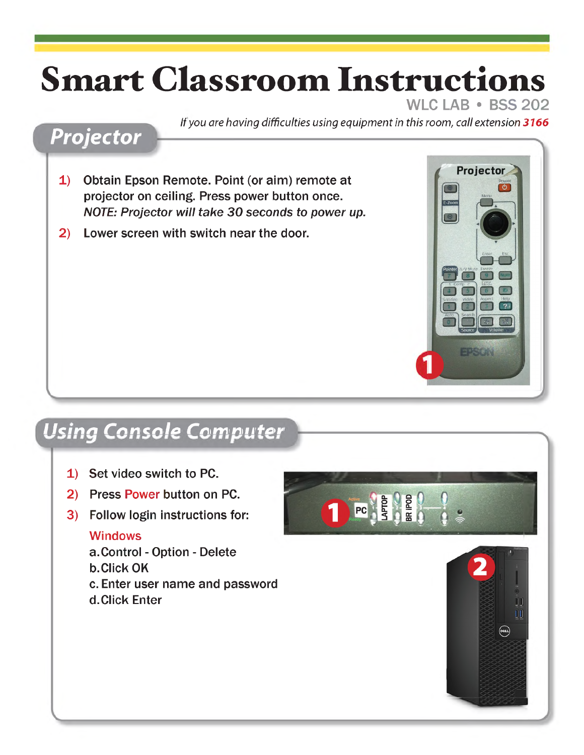# Smart Classroom Instructions

WLC LAB • BSS 202

*If you are having difficulties using equipment in this room, call extension* ***3166***

## Projector

1) Obtain Epson Remote. Point (or aim) remote at projector on ceiling. Press power button once.
   *NOTE: Projector will take 30 seconds to power up.*
2) Lower screen with switch near the door.

## Using Console Computer

1) Set video switch to PC.
2) Press Power button on PC.
3) Follow login instructions for:

   Windows

   a. Control - Option - Delete
   b. Click OK
   c. Enter user name and password
   d. Click Enter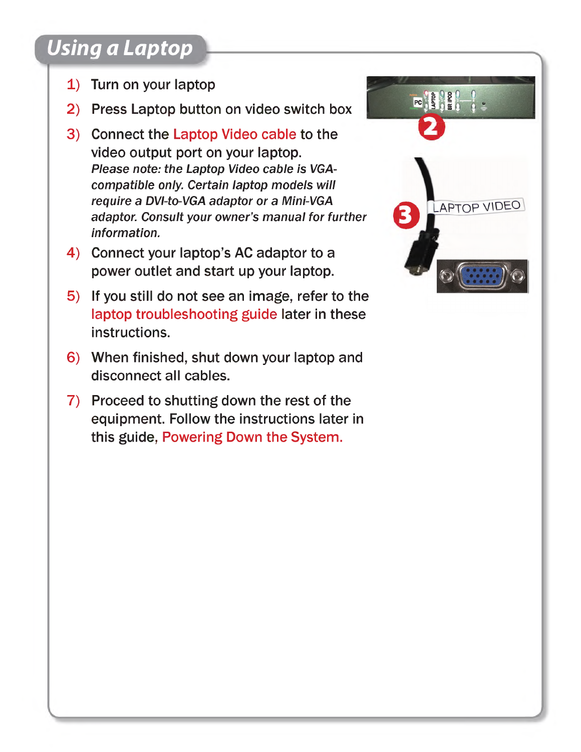## Using a Laptop

1) Turn on your laptop
2) Press Laptop button on video switch box
3) Connect the Laptop Video cable to the video output port on your laptop.
   *Please note: the Laptop Video cable is VGA-compatible only. Certain laptop models will require a DVI-to-VGA adaptor or a Mini-VGA adaptor. Consult your owner's manual for further information.*
4) Connect your laptop's AC adaptor to a power outlet and start up your laptop.
5) If you still do not see an image, refer to the laptop troubleshooting guide later in these instructions.
6) When finished, shut down your laptop and disconnect all cables.
7) Proceed to shutting down the rest of the equipment. Follow the instructions later in this guide, Powering Down the System.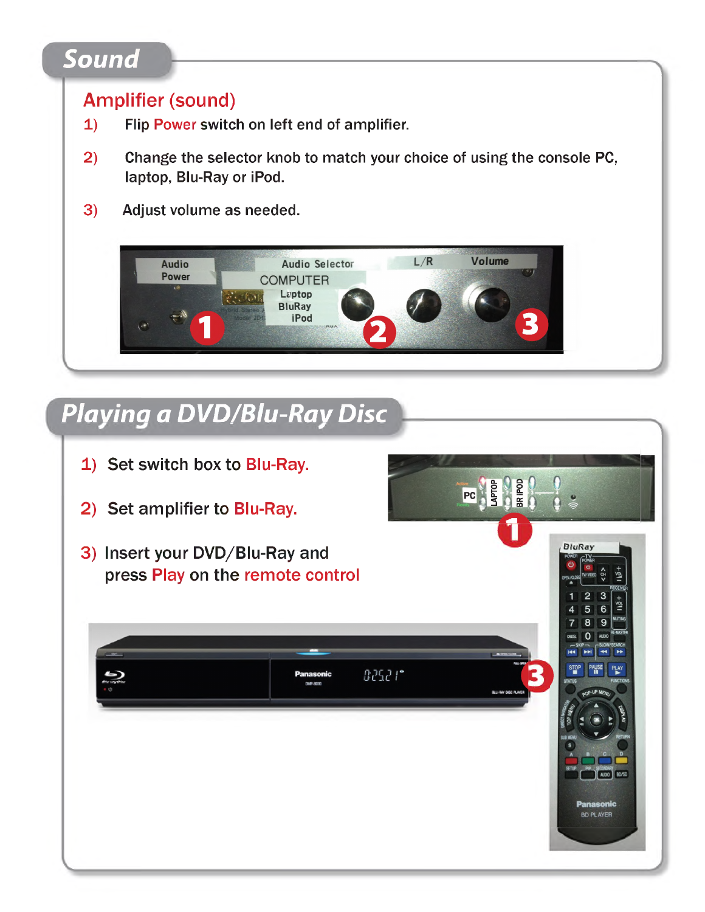# Sound

## Amplifier (sound)

1) Flip Power switch on left end of amplifier.

2) Change the selector knob to match your choice of using the console PC, laptop, Blu-Ray or iPod.

3) Adjust volume as needed.

# Playing a DVD/Blu-Ray Disc

1) Set switch box to Blu-Ray.

2) Set amplifier to Blu-Ray.

3) Insert your DVD/Blu-Ray and press Play on the remote control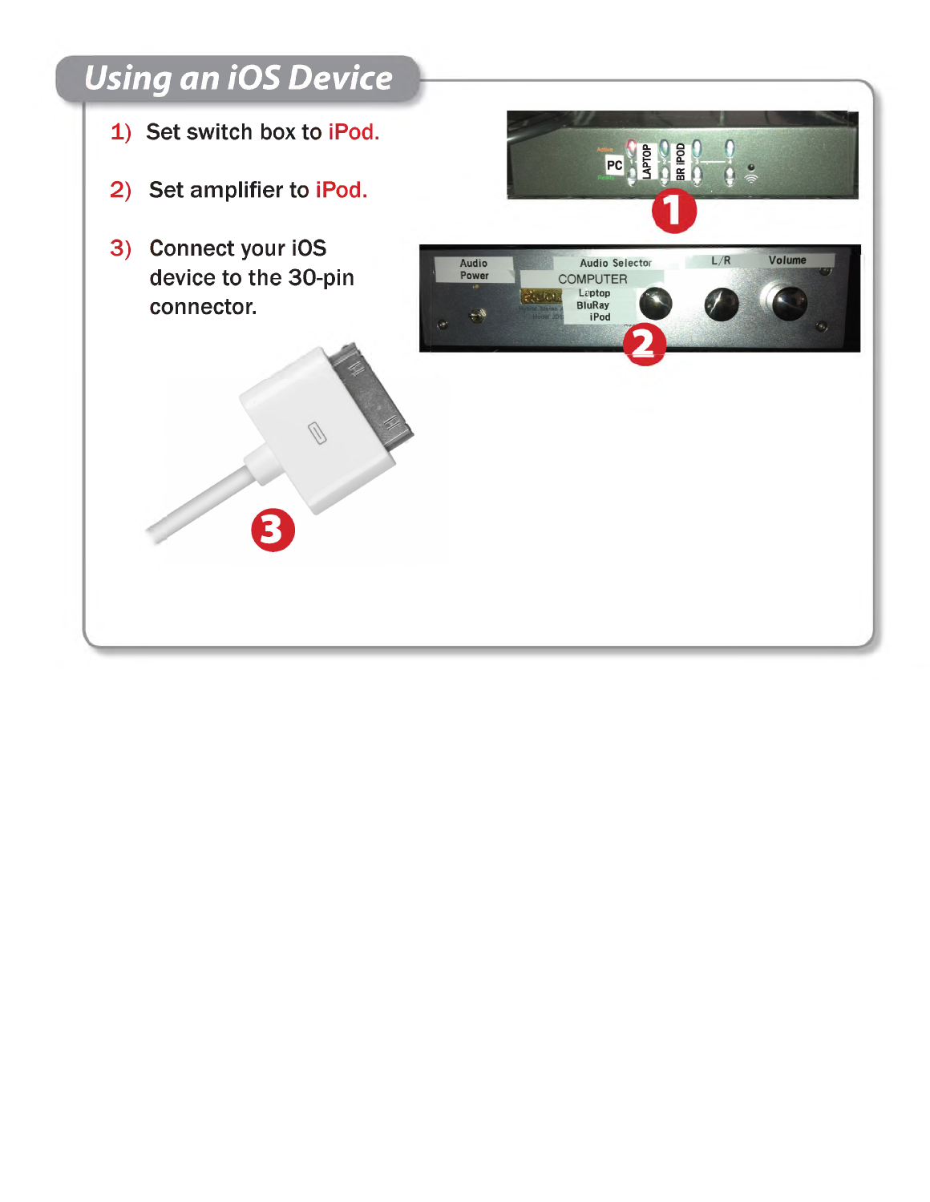## Using an iOS Device

1) Set switch box to iPod.

2) Set amplifier to iPod.

3) Connect your iOS device to the 30-pin connector.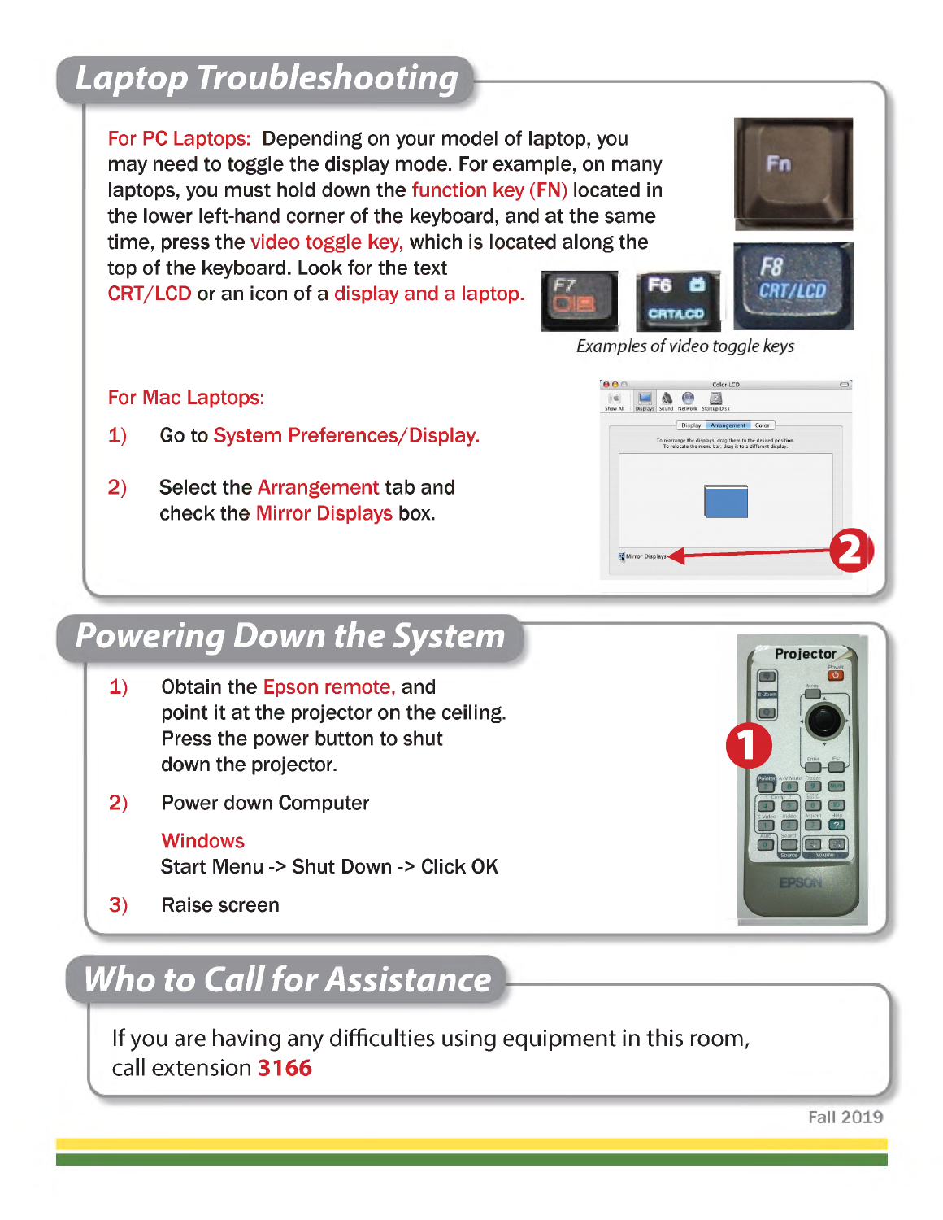## Laptop Troubleshooting

For PC Laptops: Depending on your model of laptop, you may need to toggle the display mode. For example, on many laptops, you must hold down the function key (FN) located in the lower left-hand corner of the keyboard, and at the same time, press the video toggle key, which is located along the top of the keyboard. Look for the text CRT/LCD or an icon of a display and a laptop.

*Examples of video toggle keys*

For Mac Laptops:

1) Go to System Preferences/Display.

2) Select the Arrangement tab and check the Mirror Displays box.

## Powering Down the System

1) Obtain the Epson remote, and point it at the projector on the ceiling. Press the power button to shut down the projector.

2) Power down Computer

   Windows
   Start Menu -> Shut Down -> Click OK

3) Raise screen

## Who to Call for Assistance

If you are having any difficulties using equipment in this room, call extension **3166**

Fall 2019